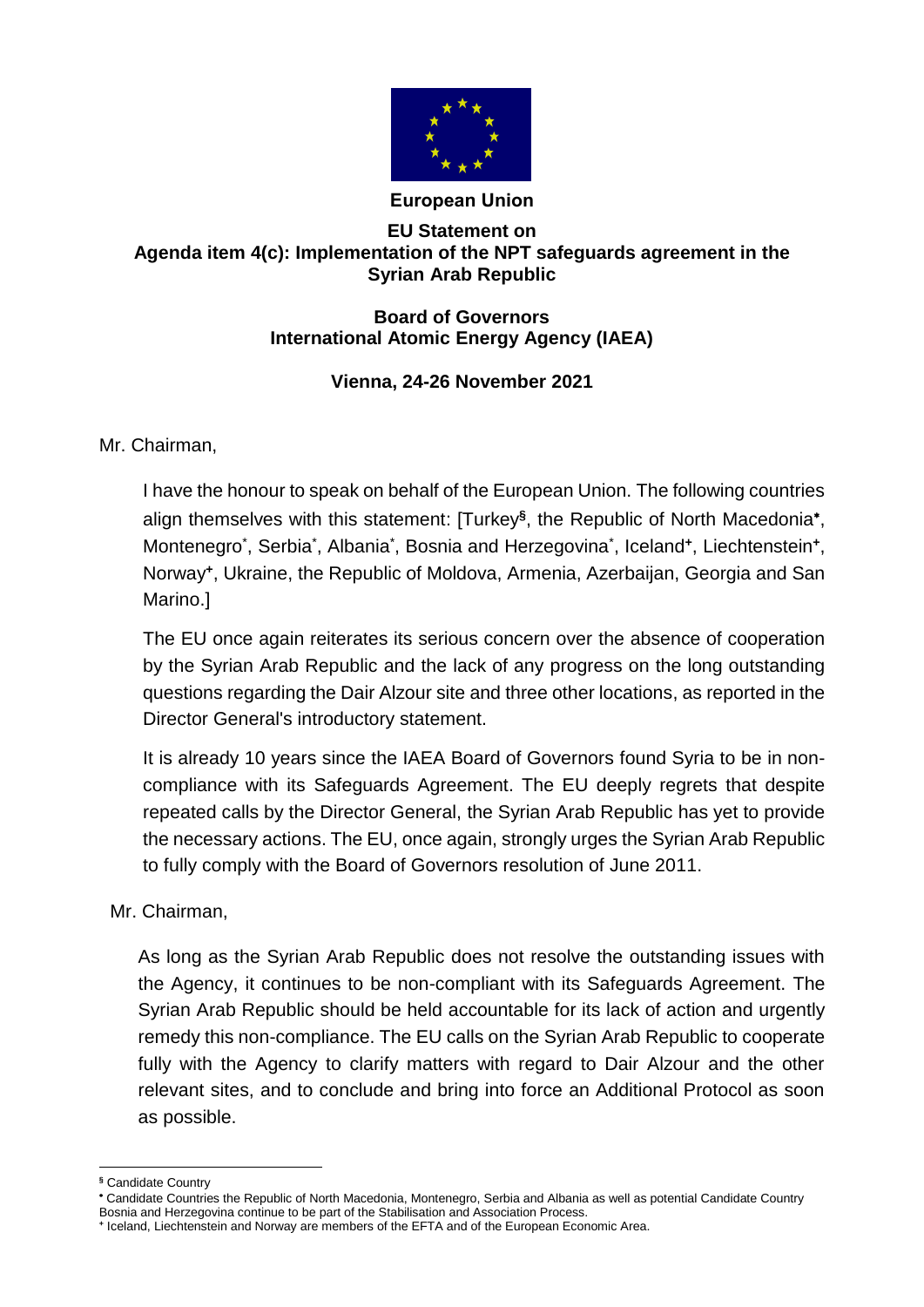**European Union**

**EU Statement on**
**Agenda item 4(c): Implementation of the NPT safeguards agreement in the Syrian Arab Republic**

**Board of Governors**
**International Atomic Energy Agency (IAEA)**

**Vienna, 24-26 November 2021**

Mr. Chairman,

I have the honour to speak on behalf of the European Union. The following countries align themselves with this statement: [Turkey[§], the Republic of North Macedonia[•], Montenegro[*], Serbia[*], Albania[*], Bosnia and Herzegovina[*], Iceland[+], Liechtenstein[+], Norway[+], Ukraine, the Republic of Moldova, Armenia, Azerbaijan, Georgia and San Marino.]

The EU once again reiterates its serious concern over the absence of cooperation by the Syrian Arab Republic and the lack of any progress on the long outstanding questions regarding the Dair Alzour site and three other locations, as reported in the Director General's introductory statement.

It is already 10 years since the IAEA Board of Governors found Syria to be in non-compliance with its Safeguards Agreement. The EU deeply regrets that despite repeated calls by the Director General, the Syrian Arab Republic has yet to provide the necessary actions. The EU, once again, strongly urges the Syrian Arab Republic to fully comply with the Board of Governors resolution of June 2011.

Mr. Chairman,

As long as the Syrian Arab Republic does not resolve the outstanding issues with the Agency, it continues to be non-compliant with its Safeguards Agreement. The Syrian Arab Republic should be held accountable for its lack of action and urgently remedy this non-compliance. The EU calls on the Syrian Arab Republic to cooperate fully with the Agency to clarify matters with regard to Dair Alzour and the other relevant sites, and to conclude and bring into force an Additional Protocol as soon as possible.

---

[§] Candidate Country

[•] Candidate Countries the Republic of North Macedonia, Montenegro, Serbia and Albania as well as potential Candidate Country Bosnia and Herzegovina continue to be part of the Stabilisation and Association Process.

[+] Iceland, Liechtenstein and Norway are members of the EFTA and of the European Economic Area.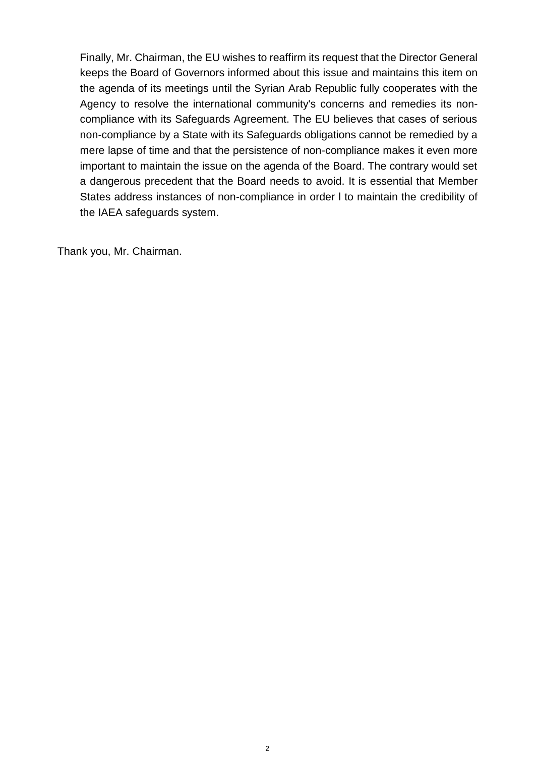Finally, Mr. Chairman, the EU wishes to reaffirm its request that the Director General keeps the Board of Governors informed about this issue and maintains this item on the agenda of its meetings until the Syrian Arab Republic fully cooperates with the Agency to resolve the international community's concerns and remedies its non-compliance with its Safeguards Agreement. The EU believes that cases of serious non-compliance by a State with its Safeguards obligations cannot be remedied by a mere lapse of time and that the persistence of non-compliance makes it even more important to maintain the issue on the agenda of the Board. The contrary would set a dangerous precedent that the Board needs to avoid. It is essential that Member States address instances of non-compliance in order l to maintain the credibility of the IAEA safeguards system.

Thank you, Mr. Chairman.